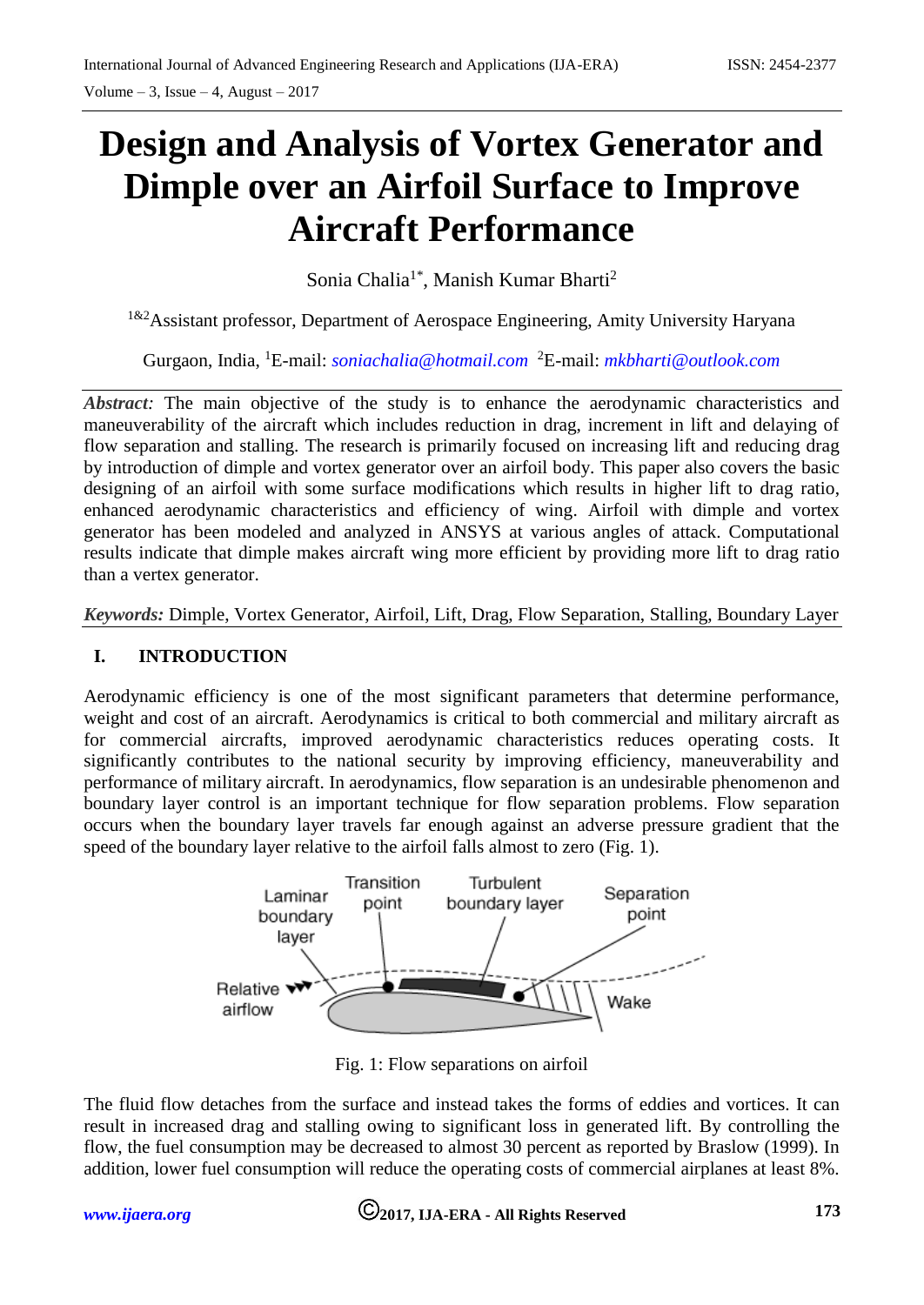# Design and Analysis of Vortex Generator and Dimple over an Airfoil Surface to Improve Aircraft Performance

Sonia Chalia[1*], Manish Kumar Bharti[2]

[1&2]Assistant professor, Department of Aerospace Engineering, Amity University Haryana

Gurgaon, India, [1]E-mail: soniachalia@hotmail.com [2]E-mail: mkbharti@outlook.com

***Abstract:*** The main objective of the study is to enhance the aerodynamic characteristics and maneuverability of the aircraft which includes reduction in drag, increment in lift and delaying of flow separation and stalling. The research is primarily focused on increasing lift and reducing drag by introduction of dimple and vortex generator over an airfoil body. This paper also covers the basic designing of an airfoil with some surface modifications which results in higher lift to drag ratio, enhanced aerodynamic characteristics and efficiency of wing. Airfoil with dimple and vortex generator has been modeled and analyzed in ANSYS at various angles of attack. Computational results indicate that dimple makes aircraft wing more efficient by providing more lift to drag ratio than a vertex generator.

***Keywords:*** Dimple, Vortex Generator, Airfoil, Lift, Drag, Flow Separation, Stalling, Boundary Layer

## I. INTRODUCTION

Aerodynamic efficiency is one of the most significant parameters that determine performance, weight and cost of an aircraft. Aerodynamics is critical to both commercial and military aircraft as for commercial aircrafts, improved aerodynamic characteristics reduces operating costs. It significantly contributes to the national security by improving efficiency, maneuverability and performance of military aircraft. In aerodynamics, flow separation is an undesirable phenomenon and boundary layer control is an important technique for flow separation problems. Flow separation occurs when the boundary layer travels far enough against an adverse pressure gradient that the speed of the boundary layer relative to the airfoil falls almost to zero (Fig. 1).

Fig. 1: Flow separations on airfoil

The fluid flow detaches from the surface and instead takes the forms of eddies and vortices. It can result in increased drag and stalling owing to significant loss in generated lift. By controlling the flow, the fuel consumption may be decreased to almost 30 percent as reported by Braslow (1999). In addition, lower fuel consumption will reduce the operating costs of commercial airplanes at least 8%.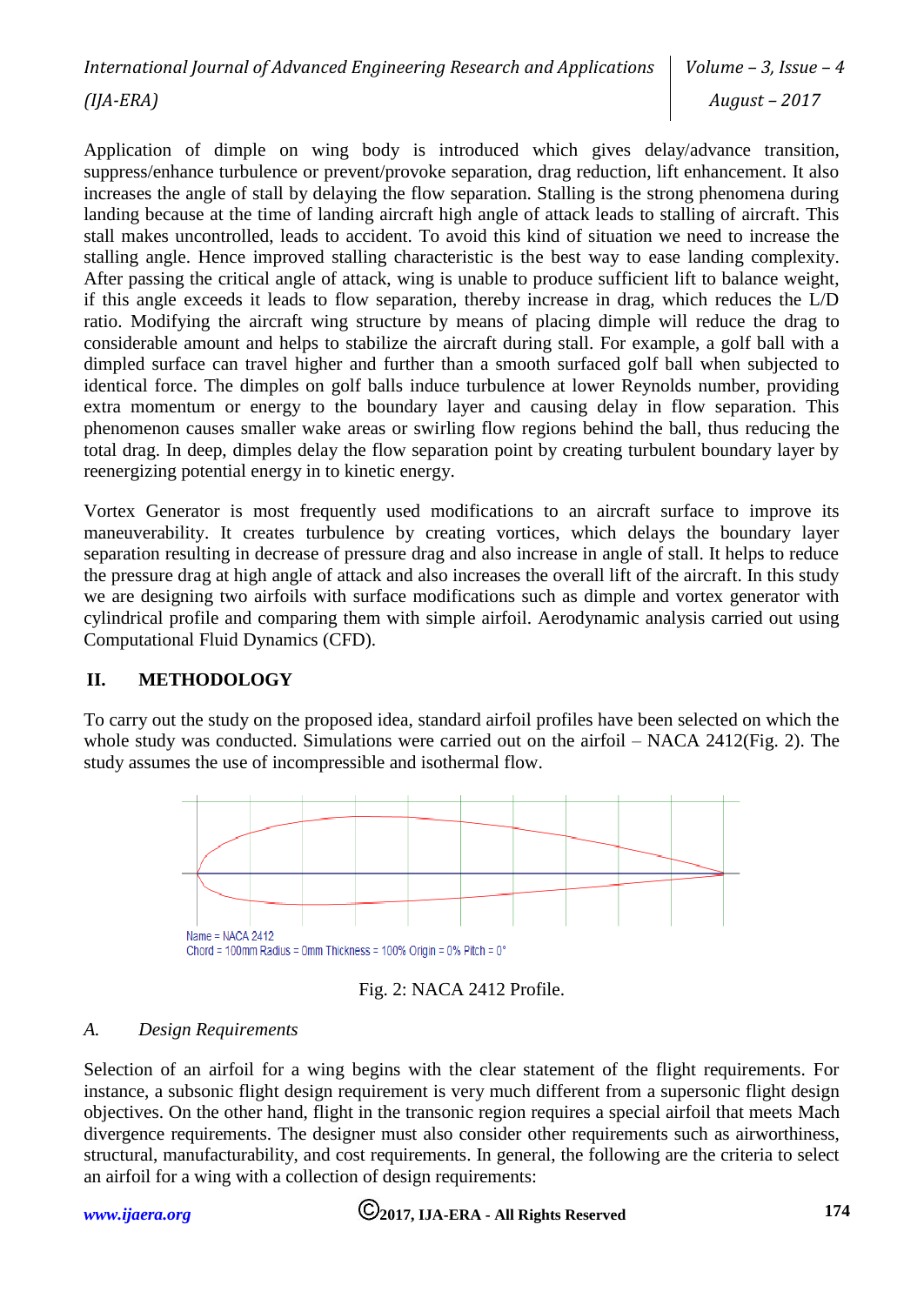Application of dimple on wing body is introduced which gives delay/advance transition, suppress/enhance turbulence or prevent/provoke separation, drag reduction, lift enhancement. It also increases the angle of stall by delaying the flow separation. Stalling is the strong phenomena during landing because at the time of landing aircraft high angle of attack leads to stalling of aircraft. This stall makes uncontrolled, leads to accident. To avoid this kind of situation we need to increase the stalling angle. Hence improved stalling characteristic is the best way to ease landing complexity. After passing the critical angle of attack, wing is unable to produce sufficient lift to balance weight, if this angle exceeds it leads to flow separation, thereby increase in drag, which reduces the L/D ratio. Modifying the aircraft wing structure by means of placing dimple will reduce the drag to considerable amount and helps to stabilize the aircraft during stall. For example, a golf ball with a dimpled surface can travel higher and further than a smooth surfaced golf ball when subjected to identical force. The dimples on golf balls induce turbulence at lower Reynolds number, providing extra momentum or energy to the boundary layer and causing delay in flow separation. This phenomenon causes smaller wake areas or swirling flow regions behind the ball, thus reducing the total drag. In deep, dimples delay the flow separation point by creating turbulent boundary layer by reenergizing potential energy in to kinetic energy.

Vortex Generator is most frequently used modifications to an aircraft surface to improve its maneuverability. It creates turbulence by creating vortices, which delays the boundary layer separation resulting in decrease of pressure drag and also increase in angle of stall. It helps to reduce the pressure drag at high angle of attack and also increases the overall lift of the aircraft. In this study we are designing two airfoils with surface modifications such as dimple and vortex generator with cylindrical profile and comparing them with simple airfoil. Aerodynamic analysis carried out using Computational Fluid Dynamics (CFD).

## II. METHODOLOGY

To carry out the study on the proposed idea, standard airfoil profiles have been selected on which the whole study was conducted. Simulations were carried out on the airfoil – NACA 2412(Fig. 2). The study assumes the use of incompressible and isothermal flow.

Name = NACA 2412
Chord = 100mm Radius = 0mm Thickness = 100% Origin = 0% Pitch = 0°

Fig. 2: NACA 2412 Profile.

### *A. Design Requirements*

Selection of an airfoil for a wing begins with the clear statement of the flight requirements. For instance, a subsonic flight design requirement is very much different from a supersonic flight design objectives. On the other hand, flight in the transonic region requires a special airfoil that meets Mach divergence requirements. The designer must also consider other requirements such as airworthiness, structural, manufacturability, and cost requirements. In general, the following are the criteria to select an airfoil for a wing with a collection of design requirements: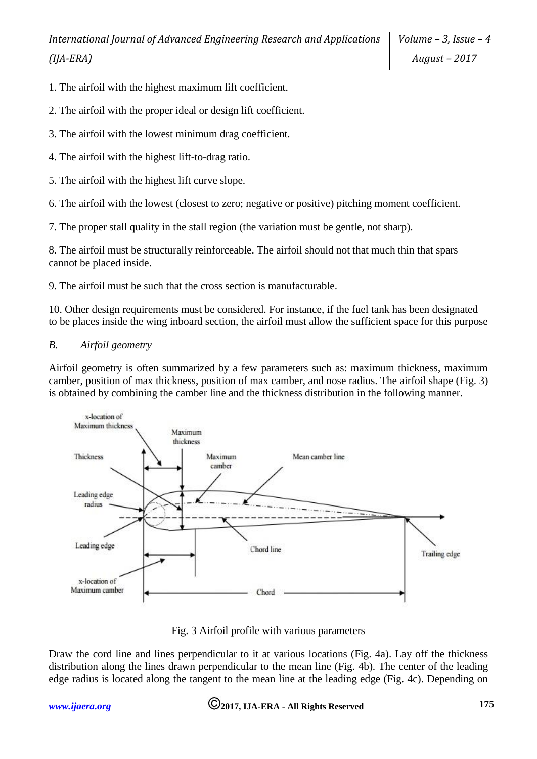1. The airfoil with the highest maximum lift coefficient.

2. The airfoil with the proper ideal or design lift coefficient.

3. The airfoil with the lowest minimum drag coefficient.

4. The airfoil with the highest lift-to-drag ratio.

5. The airfoil with the highest lift curve slope.

6. The airfoil with the lowest (closest to zero; negative or positive) pitching moment coefficient.

7. The proper stall quality in the stall region (the variation must be gentle, not sharp).

8. The airfoil must be structurally reinforceable. The airfoil should not that much thin that spars cannot be placed inside.

9. The airfoil must be such that the cross section is manufacturable.

10. Other design requirements must be considered. For instance, if the fuel tank has been designated to be places inside the wing inboard section, the airfoil must allow the sufficient space for this purpose

### *B. Airfoil geometry*

Airfoil geometry is often summarized by a few parameters such as: maximum thickness, maximum camber, position of max thickness, position of max camber, and nose radius. The airfoil shape (Fig. 3) is obtained by combining the camber line and the thickness distribution in the following manner.

Fig. 3 Airfoil profile with various parameters

Draw the cord line and lines perpendicular to it at various locations (Fig. 4a). Lay off the thickness distribution along the lines drawn perpendicular to the mean line (Fig. 4b). The center of the leading edge radius is located along the tangent to the mean line at the leading edge (Fig. 4c). Depending on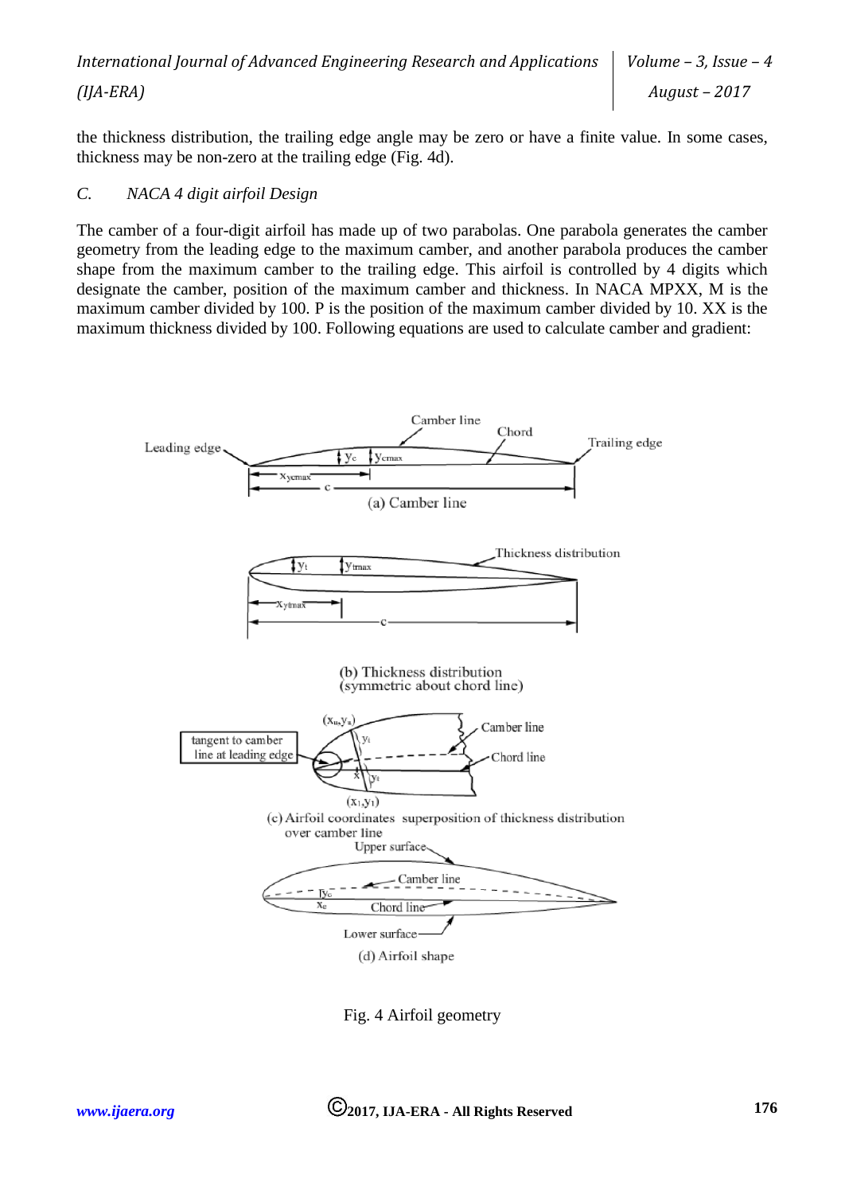the thickness distribution, the trailing edge angle may be zero or have a finite value. In some cases, thickness may be non-zero at the trailing edge (Fig. 4d).

### *C. NACA 4 digit airfoil Design*

The camber of a four-digit airfoil has made up of two parabolas. One parabola generates the camber geometry from the leading edge to the maximum camber, and another parabola produces the camber shape from the maximum camber to the trailing edge. This airfoil is controlled by 4 digits which designate the camber, position of the maximum camber and thickness. In NACA MPXX, M is the maximum camber divided by 100. P is the position of the maximum camber divided by 10. XX is the maximum thickness divided by 100. Following equations are used to calculate camber and gradient:

Fig. 4 Airfoil geometry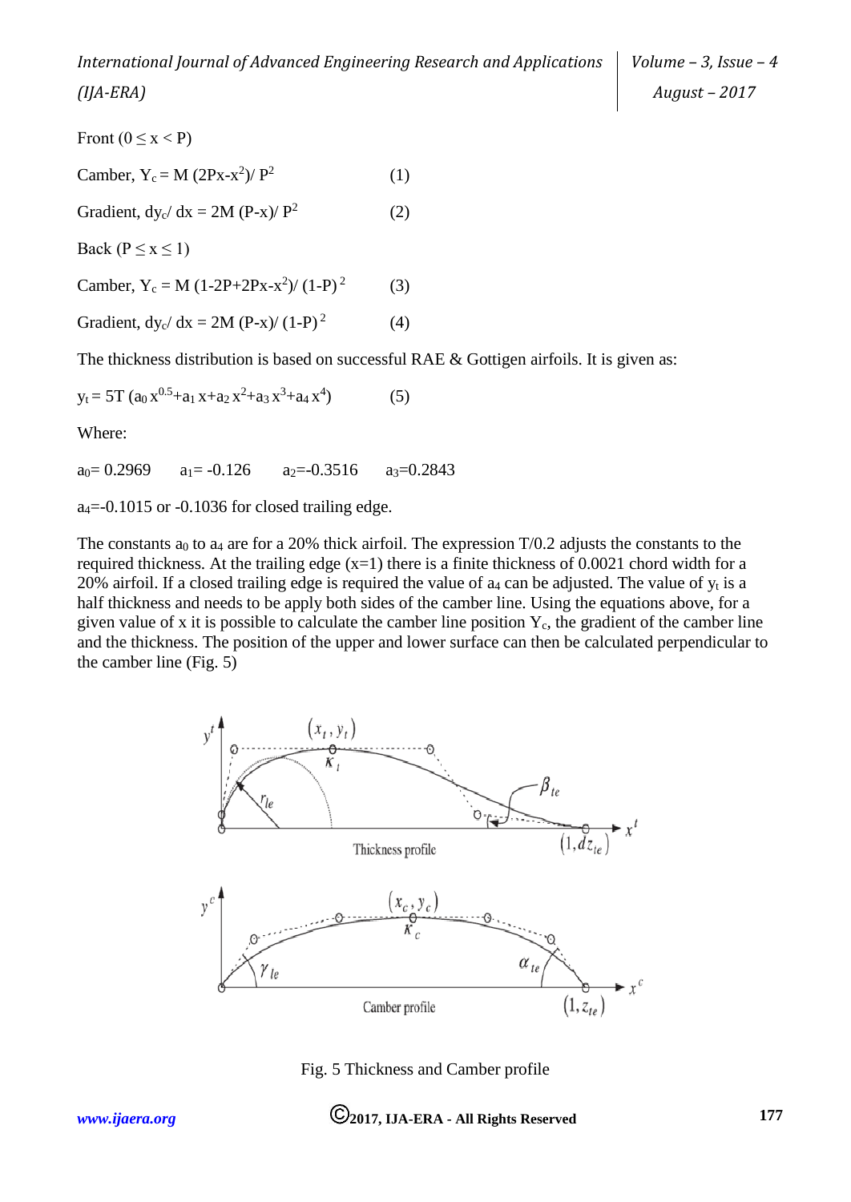Front ($0 \leq x < P$)

Camber, $Y_c = M\,(2Px - x^2)/\,P^2$ (1)

Gradient, $dy_c/\,dx = 2M\,(P - x)/\,P^2$ (2)

Back ($P \leq x \leq 1$)

Camber, $Y_c = M\,(1 - 2P + 2Px - x^2)/\,(1-P)^2$ (3)

Gradient, $dy_c/\,dx = 2M\,(P - x)/\,(1-P)^2$ (4)

The thickness distribution is based on successful RAE & Gottigen airfoils. It is given as:

$y_t = 5T\,(a_0\,x^{0.5} + a_1\,x + a_2\,x^2 + a_3\,x^3 + a_4\,x^4)$ (5)

Where:

$a_0 = 0.2969$ $a_1 = -0.126$ $a_2 = -0.3516$ $a_3 = 0.2843$

$a_4 = -0.1015$ or $-0.1036$ for closed trailing edge.

The constants $a_0$ to $a_4$ are for a 20% thick airfoil. The expression T/0.2 adjusts the constants to the required thickness. At the trailing edge (x=1) there is a finite thickness of 0.0021 chord width for a 20% airfoil. If a closed trailing edge is required the value of $a_4$ can be adjusted. The value of $y_t$ is a half thickness and needs to be apply both sides of the camber line. Using the equations above, for a given value of x it is possible to calculate the camber line position $Y_c$, the gradient of the camber line and the thickness. The position of the upper and lower surface can then be calculated perpendicular to the camber line (Fig. 5)

Fig. 5 Thickness and Camber profile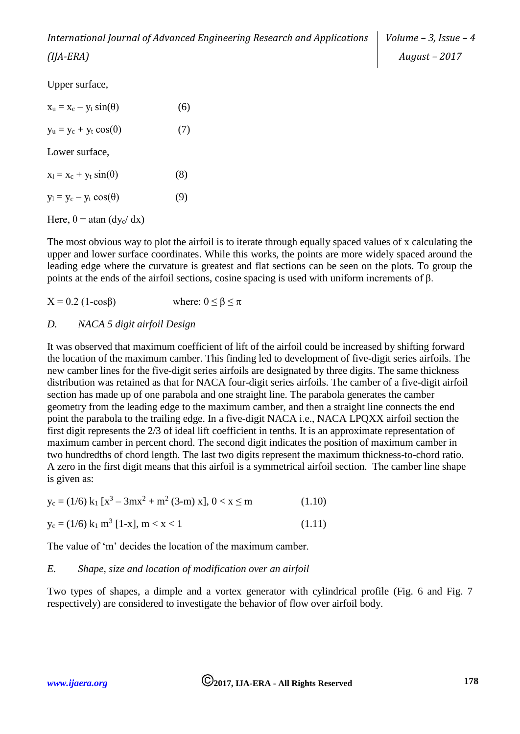Upper surface,

$x_u = x_c - y_t \sin(\theta)$ (6)

$y_u = y_c + y_t \cos(\theta)$ (7)

Lower surface,

$x_l = x_c + y_t \sin(\theta)$ (8)

$y_l = y_c - y_t \cos(\theta)$ (9)

Here, $\theta = \text{atan}(dy_c/dx)$

The most obvious way to plot the airfoil is to iterate through equally spaced values of x calculating the upper and lower surface coordinates. While this works, the points are more widely spaced around the leading edge where the curvature is greatest and flat sections can be seen on the plots. To group the points at the ends of the airfoil sections, cosine spacing is used with uniform increments of $\beta$.

$X = 0.2\,(1-\cos\beta)$ where: $0 \leq \beta \leq \pi$

*D. NACA 5 digit airfoil Design*

It was observed that maximum coefficient of lift of the airfoil could be increased by shifting forward the location of the maximum camber. This finding led to development of five-digit series airfoils. The new camber lines for the five-digit series airfoils are designated by three digits. The same thickness distribution was retained as that for NACA four-digit series airfoils. The camber of a five-digit airfoil section has made up of one parabola and one straight line. The parabola generates the camber geometry from the leading edge to the maximum camber, and then a straight line connects the end point the parabola to the trailing edge. In a five-digit NACA i.e., NACA LPQXX airfoil section the first digit represents the 2/3 of ideal lift coefficient in tenths. It is an approximate representation of maximum camber in percent chord. The second digit indicates the position of maximum camber in two hundredths of chord length. The last two digits represent the maximum thickness-to-chord ratio. A zero in the first digit means that this airfoil is a symmetrical airfoil section. The camber line shape is given as:

$y_c = (1/6)\, k_1 \,[x^3 - 3mx^2 + m^2\,(3-m)\, x],\ 0 < x \leq m$ (1.10)

$y_c = (1/6)\, k_1\, m^3\, [1-x],\ m < x < 1$ (1.11)

The value of 'm' decides the location of the maximum camber.

*E. Shape, size and location of modification over an airfoil*

Two types of shapes, a dimple and a vortex generator with cylindrical profile (Fig. 6 and Fig. 7 respectively) are considered to investigate the behavior of flow over airfoil body.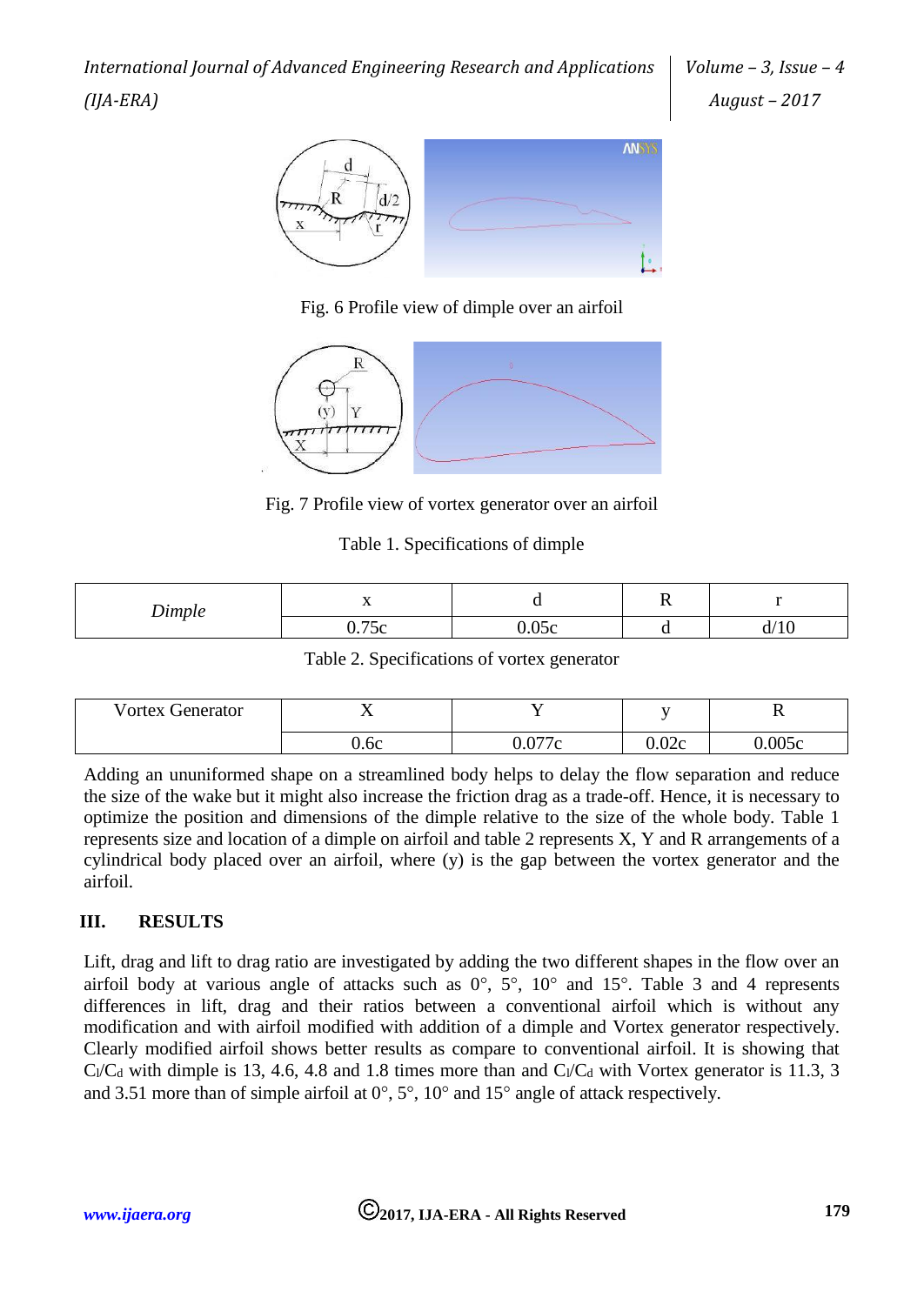Fig. 6 Profile view of dimple over an airfoil

Fig. 7 Profile view of vortex generator over an airfoil

Table 1. Specifications of dimple

| *Dimple* | x | d | R | r |
|---|---|---|---|---|
| | 0.75c | 0.05c | d | d/10 |

Table 2. Specifications of vortex generator

| Vortex Generator | X | Y | y | R |
|---|---|---|---|---|
| | 0.6c | 0.077c | 0.02c | 0.005c |

Adding an ununiformed shape on a streamlined body helps to delay the flow separation and reduce the size of the wake but it might also increase the friction drag as a trade-off. Hence, it is necessary to optimize the position and dimensions of the dimple relative to the size of the whole body. Table 1 represents size and location of a dimple on airfoil and table 2 represents X, Y and R arrangements of a cylindrical body placed over an airfoil, where (y) is the gap between the vortex generator and the airfoil.

## III. RESULTS

Lift, drag and lift to drag ratio are investigated by adding the two different shapes in the flow over an airfoil body at various angle of attacks such as 0°, 5°, 10° and 15°. Table 3 and 4 represents differences in lift, drag and their ratios between a conventional airfoil which is without any modification and with airfoil modified with addition of a dimple and Vortex generator respectively. Clearly modified airfoil shows better results as compare to conventional airfoil. It is showing that $C_l/C_d$ with dimple is 13, 4.6, 4.8 and 1.8 times more than and $C_l/C_d$ with Vortex generator is 11.3, 3 and 3.51 more than of simple airfoil at 0°, 5°, 10° and 15° angle of attack respectively.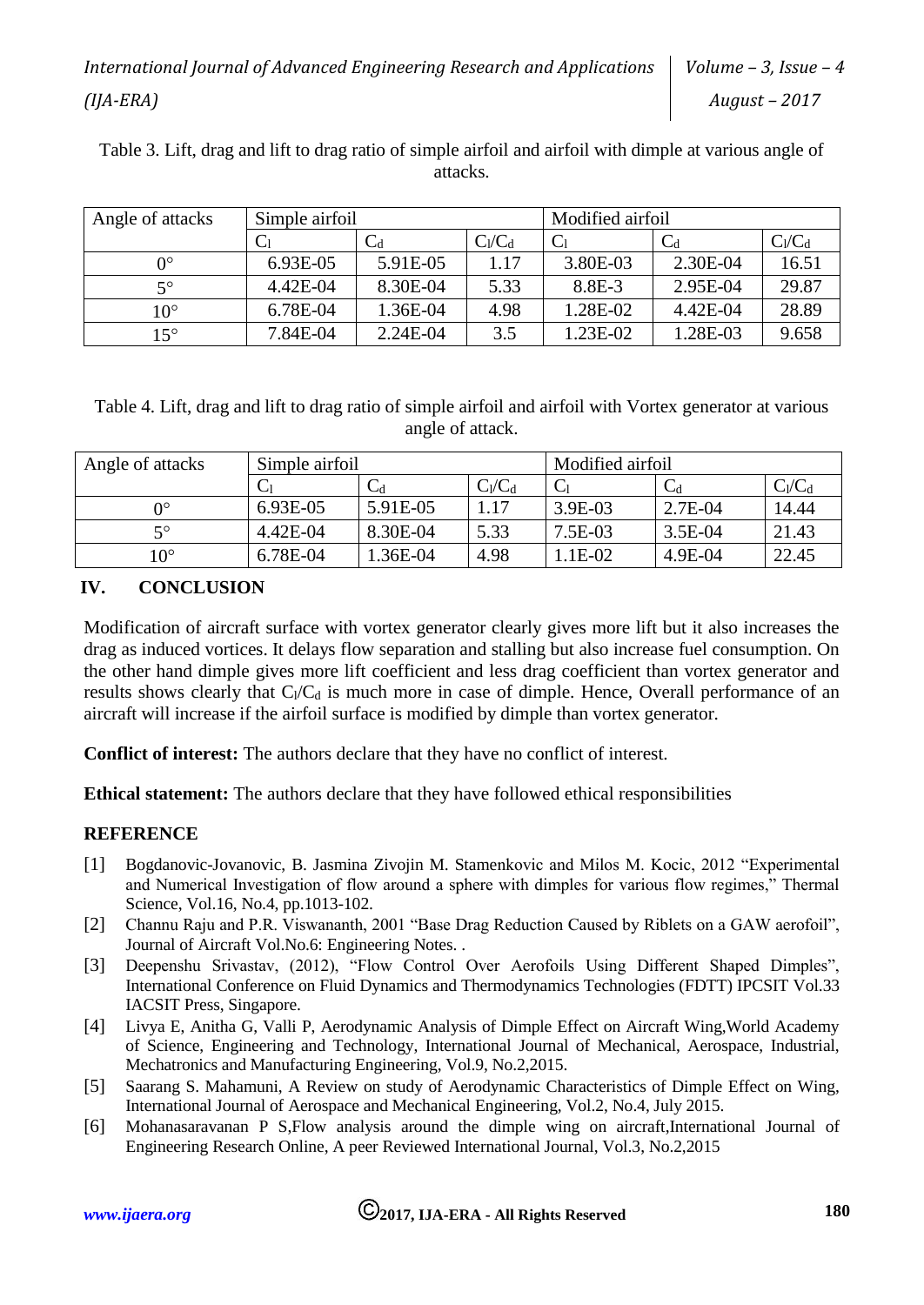Table 3. Lift, drag and lift to drag ratio of simple airfoil and airfoil with dimple at various angle of attacks.

| Angle of attacks | Simple airfoil | | | Modified airfoil | | |
|---|---|---|---|---|---|---|
| | $C_l$ | $C_d$ | $C_l/C_d$ | $C_l$ | $C_d$ | $C_l/C_d$ |
| 0° | 6.93E-05 | 5.91E-05 | 1.17 | 3.80E-03 | 2.30E-04 | 16.51 |
| 5° | 4.42E-04 | 8.30E-04 | 5.33 | 8.8E-3 | 2.95E-04 | 29.87 |
| 10° | 6.78E-04 | 1.36E-04 | 4.98 | 1.28E-02 | 4.42E-04 | 28.89 |
| 15° | 7.84E-04 | 2.24E-04 | 3.5 | 1.23E-02 | 1.28E-03 | 9.658 |

Table 4. Lift, drag and lift to drag ratio of simple airfoil and airfoil with Vortex generator at various angle of attack.

| Angle of attacks | Simple airfoil | | | Modified airfoil | | |
|---|---|---|---|---|---|---|
| | $C_l$ | $C_d$ | $C_l/C_d$ | $C_l$ | $C_d$ | $C_l/C_d$ |
| 0° | 6.93E-05 | 5.91E-05 | 1.17 | 3.9E-03 | 2.7E-04 | 14.44 |
| 5° | 4.42E-04 | 8.30E-04 | 5.33 | 7.5E-03 | 3.5E-04 | 21.43 |
| 10° | 6.78E-04 | 1.36E-04 | 4.98 | 1.1E-02 | 4.9E-04 | 22.45 |

## IV. CONCLUSION

Modification of aircraft surface with vortex generator clearly gives more lift but it also increases the drag as induced vortices. It delays flow separation and stalling but also increase fuel consumption. On the other hand dimple gives more lift coefficient and less drag coefficient than vortex generator and results shows clearly that $C_l/C_d$ is much more in case of dimple. Hence, Overall performance of an aircraft will increase if the airfoil surface is modified by dimple than vortex generator.

**Conflict of interest:** The authors declare that they have no conflict of interest.

**Ethical statement:** The authors declare that they have followed ethical responsibilities

## REFERENCE

[1] Bogdanovic-Jovanovic, B. Jasmina Zivojin M. Stamenkovic and Milos M. Kocic, 2012 “Experimental and Numerical Investigation of flow around a sphere with dimples for various flow regimes,” Thermal Science, Vol.16, No.4, pp.1013-102.

[2] Channu Raju and P.R. Viswananth, 2001 “Base Drag Reduction Caused by Riblets on a GAW aerofoil”, Journal of Aircraft Vol.No.6: Engineering Notes. .

[3] Deepenshu Srivastav, (2012), “Flow Control Over Aerofoils Using Different Shaped Dimples”, International Conference on Fluid Dynamics and Thermodynamics Technologies (FDTT) IPCSIT Vol.33 IACSIT Press, Singapore.

[4] Livya E, Anitha G, Valli P, Aerodynamic Analysis of Dimple Effect on Aircraft Wing,World Academy of Science, Engineering and Technology, International Journal of Mechanical, Aerospace, Industrial, Mechatronics and Manufacturing Engineering, Vol.9, No.2,2015.

[5] Saarang S. Mahamuni, A Review on study of Aerodynamic Characteristics of Dimple Effect on Wing, International Journal of Aerospace and Mechanical Engineering, Vol.2, No.4, July 2015.

[6] Mohanasaravanan P S,Flow analysis around the dimple wing on aircraft,International Journal of Engineering Research Online, A peer Reviewed International Journal, Vol.3, No.2,2015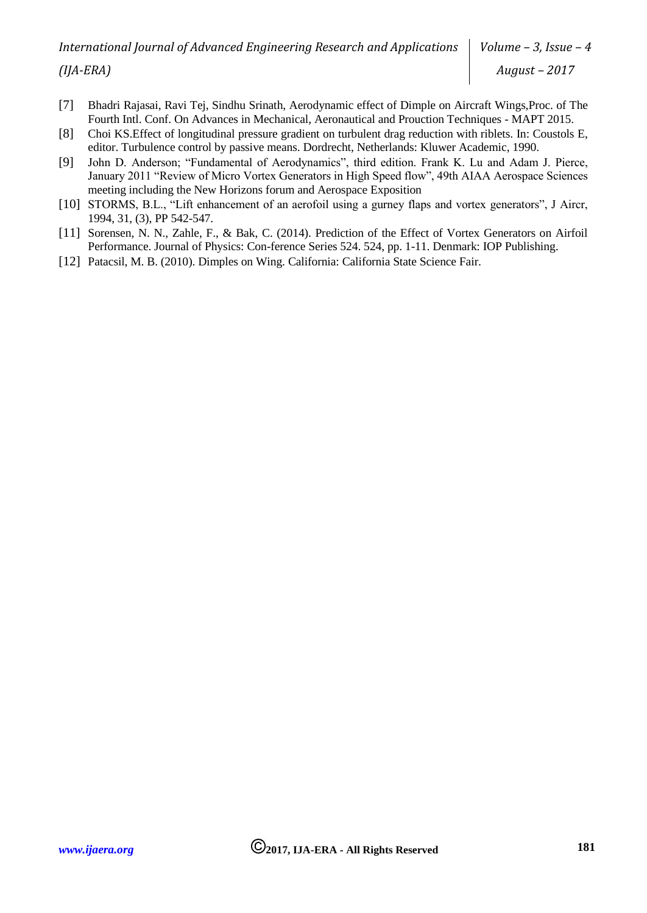[7] Bhadri Rajasai, Ravi Tej, Sindhu Srinath, Aerodynamic effect of Dimple on Aircraft Wings,Proc. of The Fourth Intl. Conf. On Advances in Mechanical, Aeronautical and Prouction Techniques - MAPT 2015.

[8] Choi KS.Effect of longitudinal pressure gradient on turbulent drag reduction with riblets. In: Coustols E, editor. Turbulence control by passive means. Dordrecht, Netherlands: Kluwer Academic, 1990.

[9] John D. Anderson; "Fundamental of Aerodynamics", third edition. Frank K. Lu and Adam J. Pierce, January 2011 "Review of Micro Vortex Generators in High Speed flow", 49th AIAA Aerospace Sciences meeting including the New Horizons forum and Aerospace Exposition

[10] STORMS, B.L., "Lift enhancement of an aerofoil using a gurney flaps and vortex generators", J Aircr, 1994, 31, (3), PP 542-547.

[11] Sorensen, N. N., Zahle, F., & Bak, C. (2014). Prediction of the Effect of Vortex Generators on Airfoil Performance. Journal of Physics: Con-ference Series 524. 524, pp. 1-11. Denmark: IOP Publishing.

[12] Patacsil, M. B. (2010). Dimples on Wing. California: California State Science Fair.